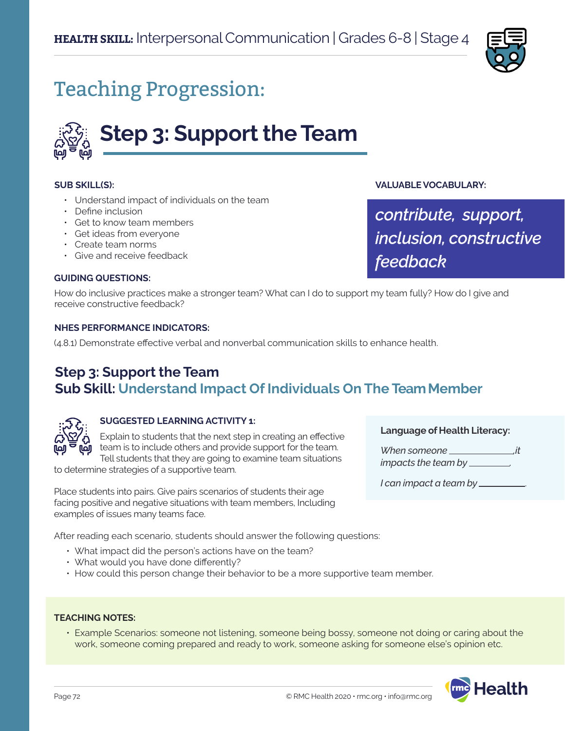**HEALTH SKILL:** Interpersonal Communication | Grades 6-8 | Stage 4

# Teaching Progression:

## Step 3: Support the Team

**SUB SKILL(S):**

- Understand impact of individuals on the team
- Define inclusion
- Get to know team members
- Get ideas from everyone
- Create team norms
- Give and receive feedback

**VALUABLE VOCABULARY:**

*contribute, support, inclusion, constructive feedback*

**GUIDING QUESTIONS:**

How do inclusive practices make a stronger team? What can I do to support my team fully? How do I give and receive constructive feedback?

**NHES PERFORMANCE INDICATORS:**

(4.8.1) Demonstrate effective verbal and nonverbal communication skills to enhance health.

### Step 3: Support the Team
### Sub Skill: Understand Impact Of Individuals On The Team Member

**SUGGESTED LEARNING ACTIVITY 1:**

Explain to students that the next step in creating an effective team is to include others and provide support for the team. Tell students that they are going to examine team situations to determine strategies of a supportive team.

Place students into pairs. Give pairs scenarios of students their age facing positive and negative situations with team members, Including examples of issues many teams face.

After reading each scenario, students should answer the following questions:

- What impact did the person's actions have on the team?
- What would you have done differently?
- How could this person change their behavior to be a more supportive team member.

**Language of Health Literacy:**

*When someone \_\_\_\_\_\_\_\_\_\_\_\_,it impacts the team by \_\_\_\_\_\_\_\_.*

*I can impact a team by \_\_\_\_\_\_\_\_.*

**TEACHING NOTES:**

- Example Scenarios: someone not listening, someone being bossy, someone not doing or caring about the work, someone coming prepared and ready to work, someone asking for someone else's opinion etc.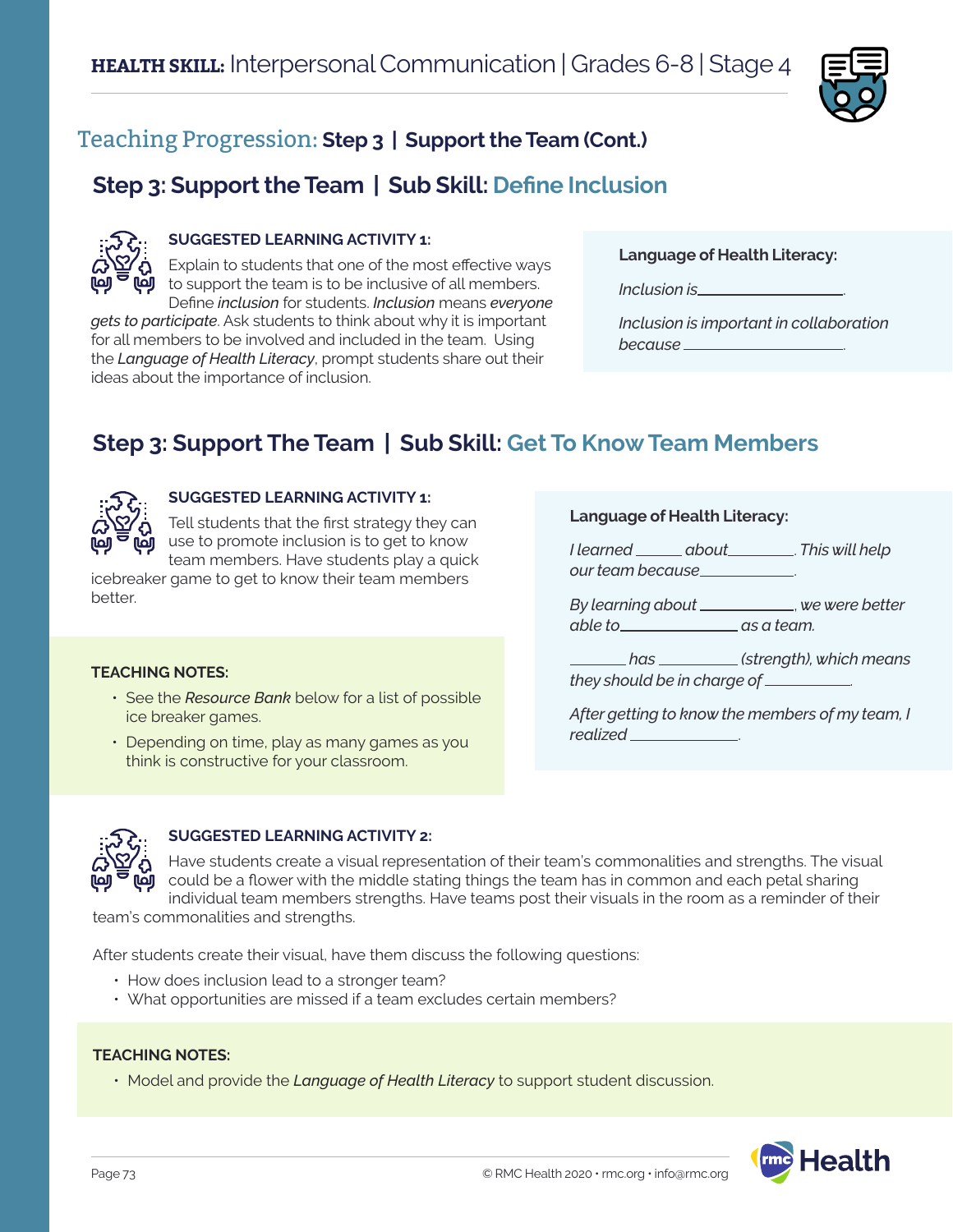## Teaching Progression: Step 3 | Support the Team (Cont.)

### Step 3: Support the Team | Sub Skill: Define Inclusion

**SUGGESTED LEARNING ACTIVITY 1:**

Explain to students that one of the most effective ways to support the team is to be inclusive of all members. Define *inclusion* for students. *Inclusion* means *everyone gets to participate*. Ask students to think about why it is important for all members to be involved and included in the team. Using the *Language of Health Literacy*, prompt students share out their ideas about the importance of inclusion.

**Language of Health Literacy:**

*Inclusion is________________.*

*Inclusion is important in collaboration because ________________.*

### Step 3: Support The Team | Sub Skill: Get To Know Team Members

**SUGGESTED LEARNING ACTIVITY 1:**

Tell students that the first strategy they can use to promote inclusion is to get to know team members. Have students play a quick icebreaker game to get to know their team members better.

**TEACHING NOTES:**

- See the *Resource Bank* below for a list of possible ice breaker games.
- Depending on time, play as many games as you think is constructive for your classroom.

**Language of Health Literacy:**

*I learned ______ about________. This will help our team because___________.*

*By learning about ___________, we were better able to_____________ as a team.*

*_______ has _________ (strength), which means they should be in charge of __________.*

*After getting to know the members of my team, I realized _____________.*

**SUGGESTED LEARNING ACTIVITY 2:**

Have students create a visual representation of their team's commonalities and strengths. The visual could be a flower with the middle stating things the team has in common and each petal sharing individual team members strengths. Have teams post their visuals in the room as a reminder of their team's commonalities and strengths.

After students create their visual, have them discuss the following questions:

- How does inclusion lead to a stronger team?
- What opportunities are missed if a team excludes certain members?

**TEACHING NOTES:**

- Model and provide the *Language of Health Literacy* to support student discussion.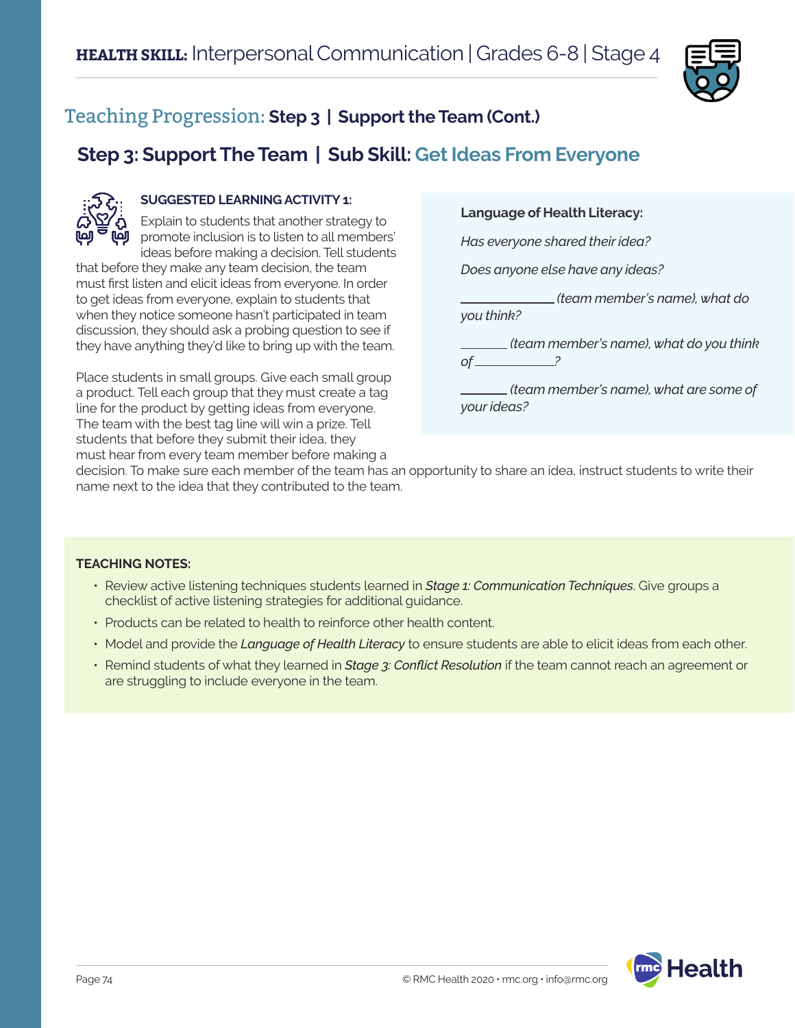**HEALTH SKILL:** Interpersonal Communication | Grades 6-8 | Stage 4

## Teaching Progression: **Step 3 | Support the Team (Cont.)**

### Step 3: Support The Team | Sub Skill: Get Ideas From Everyone

**SUGGESTED LEARNING ACTIVITY 1:**

Explain to students that another strategy to promote inclusion is to listen to all members' ideas before making a decision. Tell students that before they make any team decision, the team must first listen and elicit ideas from everyone. In order to get ideas from everyone, explain to students that when they notice someone hasn't participated in team discussion, they should ask a probing question to see if they have anything they'd like to bring up with the team.

Place students in small groups. Give each small group a product. Tell each group that they must create a tag line for the product by getting ideas from everyone. The team with the best tag line will win a prize. Tell students that before they submit their idea, they must hear from every team member before making a decision. To make sure each member of the team has an opportunity to share an idea, instruct students to write their name next to the idea that they contributed to the team.

**Language of Health Literacy:**

*Has everyone shared their idea?*

*Does anyone else have any ideas?*

*\_\_\_\_\_\_\_\_\_\_\_\_\_ (team member's name), what do you think?*

*\_\_\_\_\_\_\_ (team member's name), what do you think of \_\_\_\_\_\_\_\_\_\_\_?*

*\_\_\_\_\_\_\_ (team member's name), what are some of your ideas?*

**TEACHING NOTES:**

- Review active listening techniques students learned in ***Stage 1: Communication Techniques***. Give groups a checklist of active listening strategies for additional guidance.
- Products can be related to health to reinforce other health content.
- Model and provide the ***Language of Health Literacy*** to ensure students are able to elicit ideas from each other.
- Remind students of what they learned in ***Stage 3: Conflict Resolution*** if the team cannot reach an agreement or are struggling to include everyone in the team.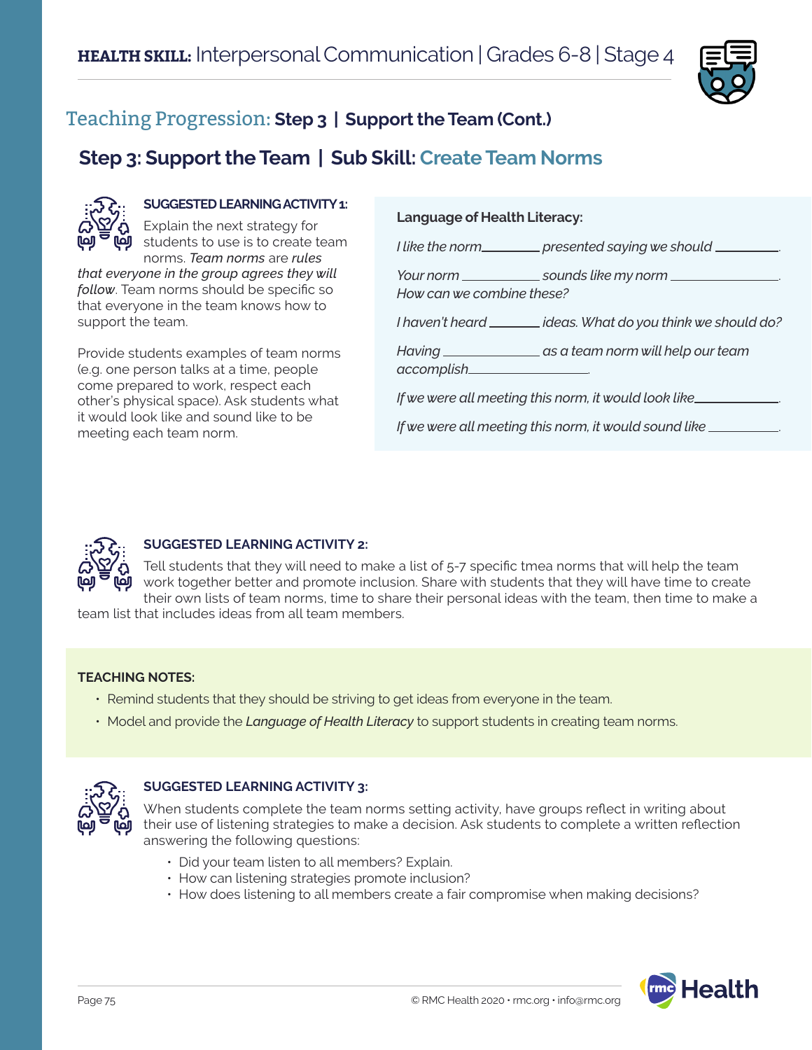## HEALTH SKILL: Interpersonal Communication | Grades 6-8 | Stage 4

# Teaching Progression: Step 3 | Support the Team (Cont.)

## Step 3: Support the Team | Sub Skill: Create Team Norms

**SUGGESTED LEARNING ACTIVITY 1:**

Explain the next strategy for students to use is to create team norms. *Team norms* are *rules that everyone in the group agrees they will follow*. Team norms should be specific so that everyone in the team knows how to support the team.

Provide students examples of team norms (e.g. one person talks at a time, people come prepared to work, respect each other's physical space). Ask students what it would look like and sound like to be meeting each team norm.

**Language of Health Literacy:**

*I like the norm________ presented saying we should ________.*

*Your norm __________ sounds like my norm __________. How can we combine these?*

*I haven't heard _______ ideas. What do you think we should do?*

*Having _____________ as a team norm will help our team accomplish_______________.*

*If we were all meeting this norm, it would look like___________.*

*If we were all meeting this norm, it would sound like _________.*

**SUGGESTED LEARNING ACTIVITY 2:**

Tell students that they will need to make a list of 5-7 specific tmea norms that will help the team work together better and promote inclusion. Share with students that they will have time to create their own lists of team norms, time to share their personal ideas with the team, then time to make a team list that includes ideas from all team members.

**TEACHING NOTES:**

- Remind students that they should be striving to get ideas from everyone in the team.
- Model and provide the *Language of Health Literacy* to support students in creating team norms.

**SUGGESTED LEARNING ACTIVITY 3:**

When students complete the team norms setting activity, have groups reflect in writing about their use of listening strategies to make a decision. Ask students to complete a written reflection answering the following questions:

- Did your team listen to all members? Explain.
- How can listening strategies promote inclusion?
- How does listening to all members create a fair compromise when making decisions?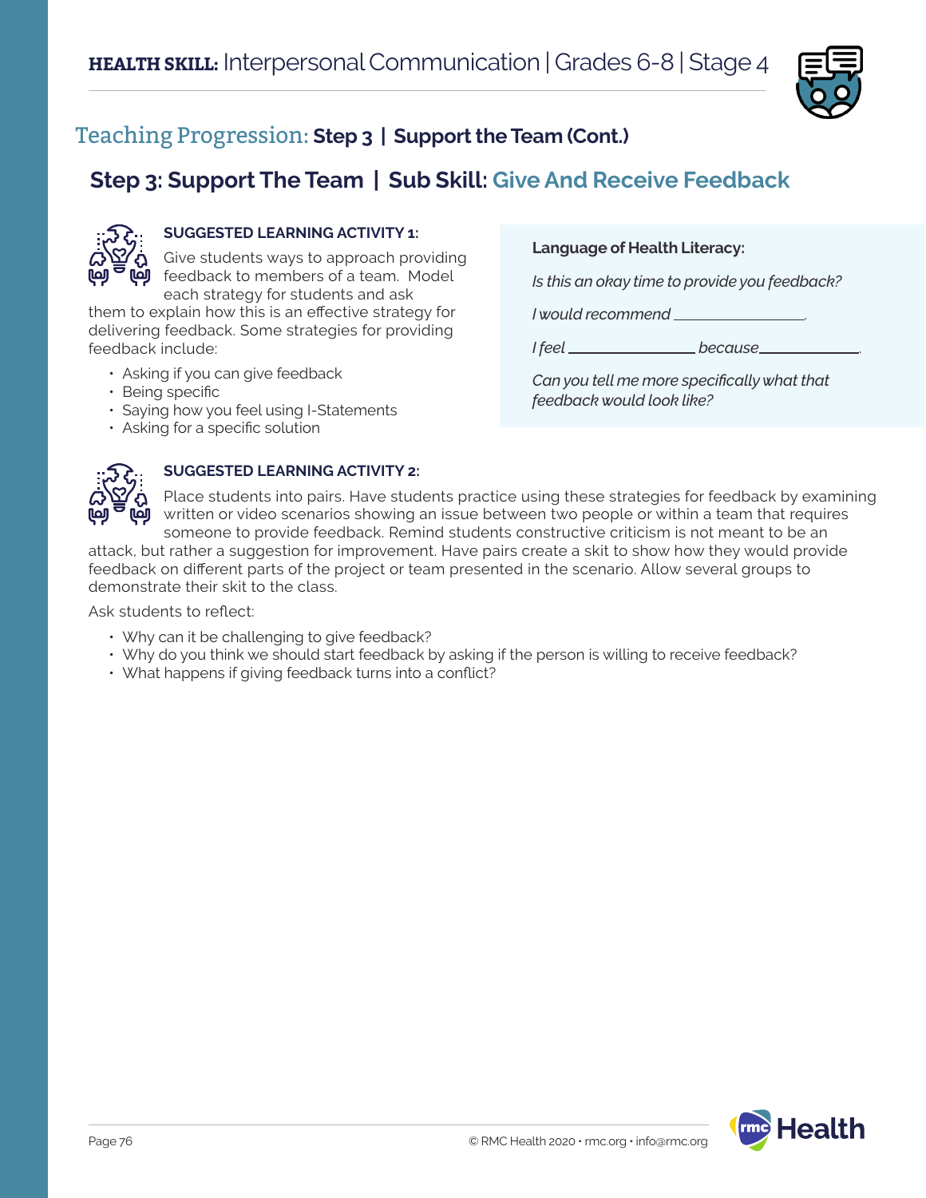# HEALTH SKILL: Interpersonal Communication | Grades 6-8 | Stage 4

## Teaching Progression: Step 3 | Support the Team (Cont.)

## Step 3: Support The Team | Sub Skill: Give And Receive Feedback

### SUGGESTED LEARNING ACTIVITY 1:

Give students ways to approach providing feedback to members of a team. Model each strategy for students and ask them to explain how this is an effective strategy for delivering feedback. Some strategies for providing feedback include:

- Asking if you can give feedback
- Being specific
- Saying how you feel using I-Statements
- Asking for a specific solution

**Language of Health Literacy:**

*Is this an okay time to provide you feedback?*

*I would recommend ______________.*

*I feel ______________ because______________.*

*Can you tell me more specifically what that feedback would look like?*

### SUGGESTED LEARNING ACTIVITY 2:

Place students into pairs. Have students practice using these strategies for feedback by examining written or video scenarios showing an issue between two people or within a team that requires someone to provide feedback. Remind students constructive criticism is not meant to be an attack, but rather a suggestion for improvement. Have pairs create a skit to show how they would provide feedback on different parts of the project or team presented in the scenario. Allow several groups to demonstrate their skit to the class.

Ask students to reflect:

- Why can it be challenging to give feedback?
- Why do you think we should start feedback by asking if the person is willing to receive feedback?
- What happens if giving feedback turns into a conflict?